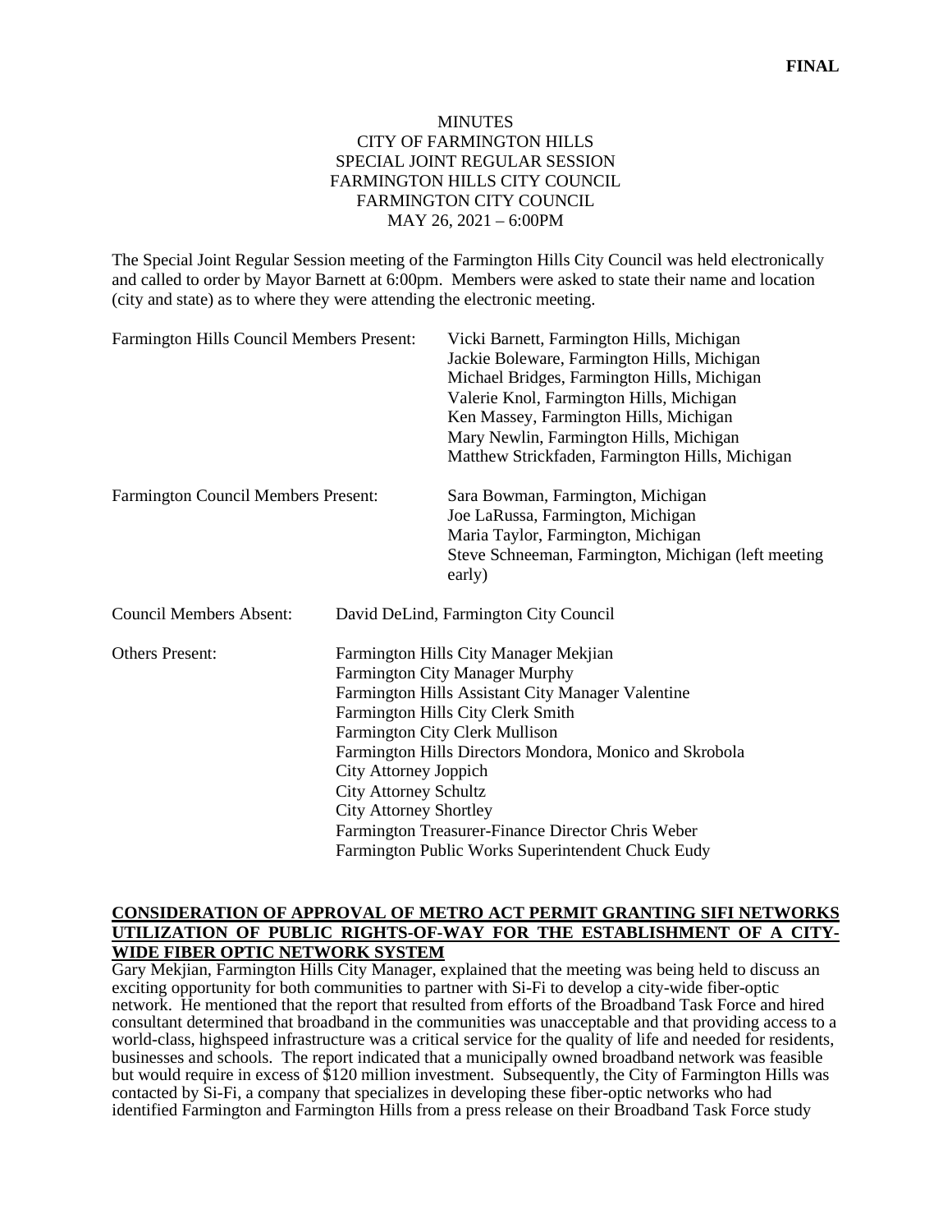**FINAL**

# MINUTES
## CITY OF FARMINGTON HILLS
## SPECIAL JOINT REGULAR SESSION
## FARMINGTON HILLS CITY COUNCIL
## FARMINGTON CITY COUNCIL
## MAY 26, 2021 – 6:00PM

The Special Joint Regular Session meeting of the Farmington Hills City Council was held electronically and called to order by Mayor Barnett at 6:00pm. Members were asked to state their name and location (city and state) as to where they were attending the electronic meeting.

| | |
|---|---|
| Farmington Hills Council Members Present: | Vicki Barnett, Farmington Hills, Michigan<br>Jackie Boleware, Farmington Hills, Michigan<br>Michael Bridges, Farmington Hills, Michigan<br>Valerie Knol, Farmington Hills, Michigan<br>Ken Massey, Farmington Hills, Michigan<br>Mary Newlin, Farmington Hills, Michigan<br>Matthew Strickfaden, Farmington Hills, Michigan |
| Farmington Council Members Present: | Sara Bowman, Farmington, Michigan<br>Joe LaRussa, Farmington, Michigan<br>Maria Taylor, Farmington, Michigan<br>Steve Schneeman, Farmington, Michigan (left meeting early) |
| Council Members Absent: | David DeLind, Farmington City Council |
| Others Present: | Farmington Hills City Manager Mekjian<br>Farmington City Manager Murphy<br>Farmington Hills Assistant City Manager Valentine<br>Farmington Hills City Clerk Smith<br>Farmington City Clerk Mullison<br>Farmington Hills Directors Mondora, Monico and Skrobola<br>City Attorney Joppich<br>City Attorney Schultz<br>City Attorney Shortley<br>Farmington Treasurer-Finance Director Chris Weber<br>Farmington Public Works Superintendent Chuck Eudy |

**CONSIDERATION OF APPROVAL OF METRO ACT PERMIT GRANTING SIFI NETWORKS UTILIZATION OF PUBLIC RIGHTS-OF-WAY FOR THE ESTABLISHMENT OF A CITY-WIDE FIBER OPTIC NETWORK SYSTEM**

Gary Mekjian, Farmington Hills City Manager, explained that the meeting was being held to discuss an exciting opportunity for both communities to partner with Si-Fi to develop a city-wide fiber-optic network. He mentioned that the report that resulted from efforts of the Broadband Task Force and hired consultant determined that broadband in the communities was unacceptable and that providing access to a world-class, highspeed infrastructure was a critical service for the quality of life and needed for residents, businesses and schools. The report indicated that a municipally owned broadband network was feasible but would require in excess of $120 million investment. Subsequently, the City of Farmington Hills was contacted by Si-Fi, a company that specializes in developing these fiber-optic networks who had identified Farmington and Farmington Hills from a press release on their Broadband Task Force study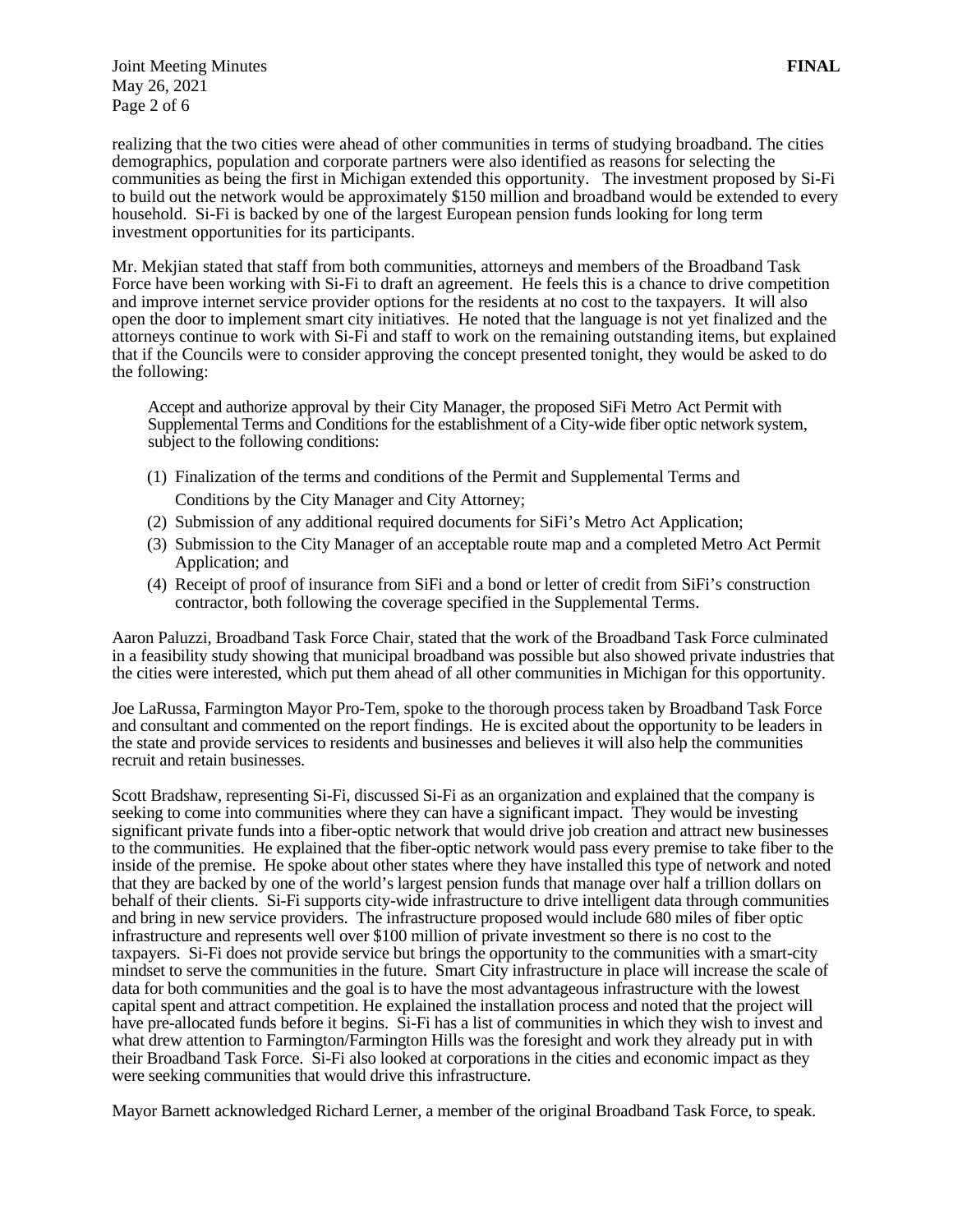realizing that the two cities were ahead of other communities in terms of studying broadband. The cities demographics, population and corporate partners were also identified as reasons for selecting the communities as being the first in Michigan extended this opportunity. The investment proposed by Si-Fi to build out the network would be approximately $150 million and broadband would be extended to every household. Si-Fi is backed by one of the largest European pension funds looking for long term investment opportunities for its participants.

Mr. Mekjian stated that staff from both communities, attorneys and members of the Broadband Task Force have been working with Si-Fi to draft an agreement. He feels this is a chance to drive competition and improve internet service provider options for the residents at no cost to the taxpayers. It will also open the door to implement smart city initiatives. He noted that the language is not yet finalized and the attorneys continue to work with Si-Fi and staff to work on the remaining outstanding items, but explained that if the Councils were to consider approving the concept presented tonight, they would be asked to do the following:

> Accept and authorize approval by their City Manager, the proposed SiFi Metro Act Permit with Supplemental Terms and Conditions for the establishment of a City-wide fiber optic network system, subject to the following conditions:
>
> (1) Finalization of the terms and conditions of the Permit and Supplemental Terms and Conditions by the City Manager and City Attorney;
> (2) Submission of any additional required documents for SiFi's Metro Act Application;
> (3) Submission to the City Manager of an acceptable route map and a completed Metro Act Permit Application; and
> (4) Receipt of proof of insurance from SiFi and a bond or letter of credit from SiFi's construction contractor, both following the coverage specified in the Supplemental Terms.

Aaron Paluzzi, Broadband Task Force Chair, stated that the work of the Broadband Task Force culminated in a feasibility study showing that municipal broadband was possible but also showed private industries that the cities were interested, which put them ahead of all other communities in Michigan for this opportunity.

Joe LaRussa, Farmington Mayor Pro-Tem, spoke to the thorough process taken by Broadband Task Force and consultant and commented on the report findings. He is excited about the opportunity to be leaders in the state and provide services to residents and businesses and believes it will also help the communities recruit and retain businesses.

Scott Bradshaw, representing Si-Fi, discussed Si-Fi as an organization and explained that the company is seeking to come into communities where they can have a significant impact. They would be investing significant private funds into a fiber-optic network that would drive job creation and attract new businesses to the communities. He explained that the fiber-optic network would pass every premise to take fiber to the inside of the premise. He spoke about other states where they have installed this type of network and noted that they are backed by one of the world's largest pension funds that manage over half a trillion dollars on behalf of their clients. Si-Fi supports city-wide infrastructure to drive intelligent data through communities and bring in new service providers. The infrastructure proposed would include 680 miles of fiber optic infrastructure and represents well over $100 million of private investment so there is no cost to the taxpayers. Si-Fi does not provide service but brings the opportunity to the communities with a smart-city mindset to serve the communities in the future. Smart City infrastructure in place will increase the scale of data for both communities and the goal is to have the most advantageous infrastructure with the lowest capital spent and attract competition. He explained the installation process and noted that the project will have pre-allocated funds before it begins. Si-Fi has a list of communities in which they wish to invest and what drew attention to Farmington/Farmington Hills was the foresight and work they already put in with their Broadband Task Force. Si-Fi also looked at corporations in the cities and economic impact as they were seeking communities that would drive this infrastructure.

Mayor Barnett acknowledged Richard Lerner, a member of the original Broadband Task Force, to speak.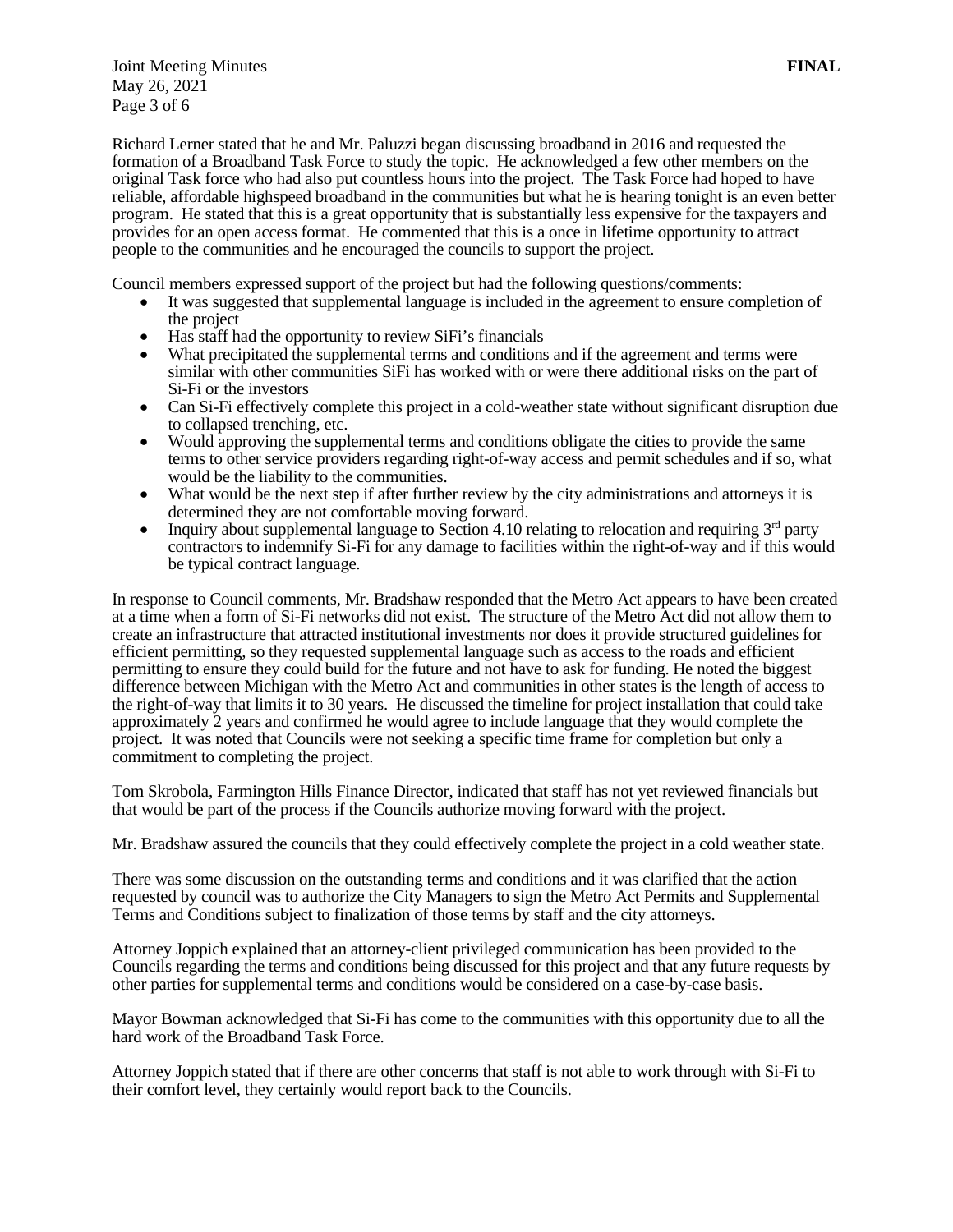Richard Lerner stated that he and Mr. Paluzzi began discussing broadband in 2016 and requested the formation of a Broadband Task Force to study the topic. He acknowledged a few other members on the original Task force who had also put countless hours into the project. The Task Force had hoped to have reliable, affordable highspeed broadband in the communities but what he is hearing tonight is an even better program. He stated that this is a great opportunity that is substantially less expensive for the taxpayers and provides for an open access format. He commented that this is a once in lifetime opportunity to attract people to the communities and he encouraged the councils to support the project.

Council members expressed support of the project but had the following questions/comments:

- It was suggested that supplemental language is included in the agreement to ensure completion of the project
- Has staff had the opportunity to review SiFi's financials
- What precipitated the supplemental terms and conditions and if the agreement and terms were similar with other communities SiFi has worked with or were there additional risks on the part of Si-Fi or the investors
- Can Si-Fi effectively complete this project in a cold-weather state without significant disruption due to collapsed trenching, etc.
- Would approving the supplemental terms and conditions obligate the cities to provide the same terms to other service providers regarding right-of-way access and permit schedules and if so, what would be the liability to the communities.
- What would be the next step if after further review by the city administrations and attorneys it is determined they are not comfortable moving forward.
- Inquiry about supplemental language to Section 4.10 relating to relocation and requiring 3rd party contractors to indemnify Si-Fi for any damage to facilities within the right-of-way and if this would be typical contract language.

In response to Council comments, Mr. Bradshaw responded that the Metro Act appears to have been created at a time when a form of Si-Fi networks did not exist. The structure of the Metro Act did not allow them to create an infrastructure that attracted institutional investments nor does it provide structured guidelines for efficient permitting, so they requested supplemental language such as access to the roads and efficient permitting to ensure they could build for the future and not have to ask for funding. He noted the biggest difference between Michigan with the Metro Act and communities in other states is the length of access to the right-of-way that limits it to 30 years. He discussed the timeline for project installation that could take approximately 2 years and confirmed he would agree to include language that they would complete the project. It was noted that Councils were not seeking a specific time frame for completion but only a commitment to completing the project.

Tom Skrobola, Farmington Hills Finance Director, indicated that staff has not yet reviewed financials but that would be part of the process if the Councils authorize moving forward with the project.

Mr. Bradshaw assured the councils that they could effectively complete the project in a cold weather state.

There was some discussion on the outstanding terms and conditions and it was clarified that the action requested by council was to authorize the City Managers to sign the Metro Act Permits and Supplemental Terms and Conditions subject to finalization of those terms by staff and the city attorneys.

Attorney Joppich explained that an attorney-client privileged communication has been provided to the Councils regarding the terms and conditions being discussed for this project and that any future requests by other parties for supplemental terms and conditions would be considered on a case-by-case basis.

Mayor Bowman acknowledged that Si-Fi has come to the communities with this opportunity due to all the hard work of the Broadband Task Force.

Attorney Joppich stated that if there are other concerns that staff is not able to work through with Si-Fi to their comfort level, they certainly would report back to the Councils.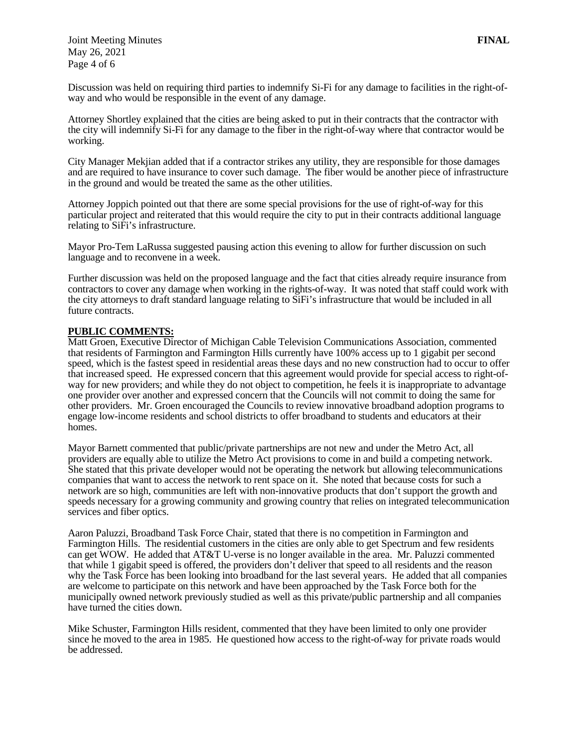Discussion was held on requiring third parties to indemnify Si-Fi for any damage to facilities in the right-of-way and who would be responsible in the event of any damage.

Attorney Shortley explained that the cities are being asked to put in their contracts that the contractor with the city will indemnify Si-Fi for any damage to the fiber in the right-of-way where that contractor would be working.

City Manager Mekjian added that if a contractor strikes any utility, they are responsible for those damages and are required to have insurance to cover such damage. The fiber would be another piece of infrastructure in the ground and would be treated the same as the other utilities.

Attorney Joppich pointed out that there are some special provisions for the use of right-of-way for this particular project and reiterated that this would require the city to put in their contracts additional language relating to SiFi's infrastructure.

Mayor Pro-Tem LaRussa suggested pausing action this evening to allow for further discussion on such language and to reconvene in a week.

Further discussion was held on the proposed language and the fact that cities already require insurance from contractors to cover any damage when working in the rights-of-way. It was noted that staff could work with the city attorneys to draft standard language relating to SiFi's infrastructure that would be included in all future contracts.

**PUBLIC COMMENTS:**

Matt Groen, Executive Director of Michigan Cable Television Communications Association, commented that residents of Farmington and Farmington Hills currently have 100% access up to 1 gigabit per second speed, which is the fastest speed in residential areas these days and no new construction had to occur to offer that increased speed. He expressed concern that this agreement would provide for special access to right-of-way for new providers; and while they do not object to competition, he feels it is inappropriate to advantage one provider over another and expressed concern that the Councils will not commit to doing the same for other providers. Mr. Groen encouraged the Councils to review innovative broadband adoption programs to engage low-income residents and school districts to offer broadband to students and educators at their homes.

Mayor Barnett commented that public/private partnerships are not new and under the Metro Act, all providers are equally able to utilize the Metro Act provisions to come in and build a competing network. She stated that this private developer would not be operating the network but allowing telecommunications companies that want to access the network to rent space on it. She noted that because costs for such a network are so high, communities are left with non-innovative products that don't support the growth and speeds necessary for a growing community and growing country that relies on integrated telecommunication services and fiber optics.

Aaron Paluzzi, Broadband Task Force Chair, stated that there is no competition in Farmington and Farmington Hills. The residential customers in the cities are only able to get Spectrum and few residents can get WOW. He added that AT&T U-verse is no longer available in the area. Mr. Paluzzi commented that while 1 gigabit speed is offered, the providers don't deliver that speed to all residents and the reason why the Task Force has been looking into broadband for the last several years. He added that all companies are welcome to participate on this network and have been approached by the Task Force both for the municipally owned network previously studied as well as this private/public partnership and all companies have turned the cities down.

Mike Schuster, Farmington Hills resident, commented that they have been limited to only one provider since he moved to the area in 1985. He questioned how access to the right-of-way for private roads would be addressed.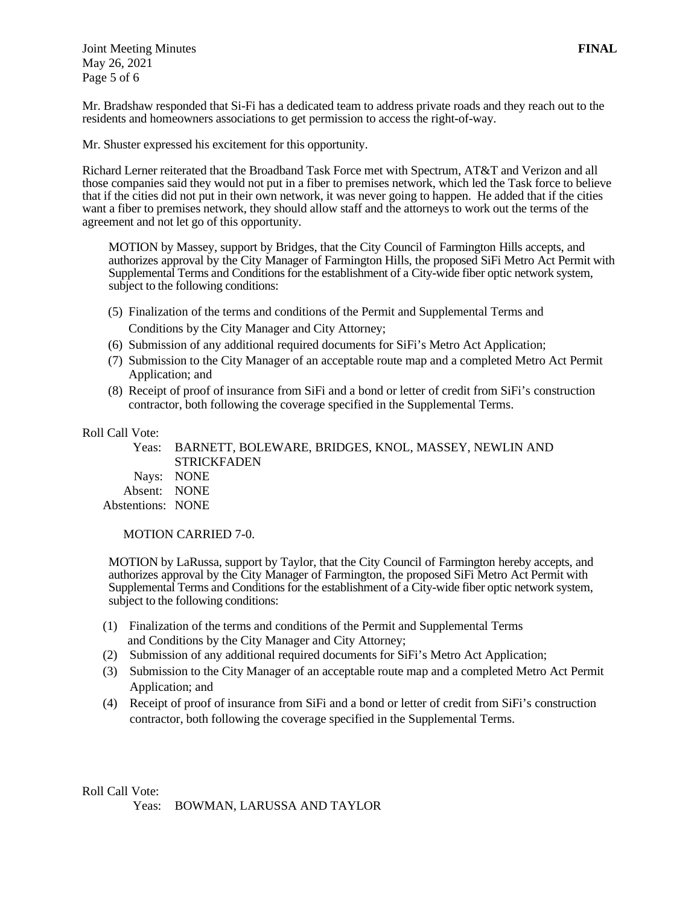Mr. Bradshaw responded that Si-Fi has a dedicated team to address private roads and they reach out to the residents and homeowners associations to get permission to access the right-of-way.

Mr. Shuster expressed his excitement for this opportunity.

Richard Lerner reiterated that the Broadband Task Force met with Spectrum, AT&T and Verizon and all those companies said they would not put in a fiber to premises network, which led the Task force to believe that if the cities did not put in their own network, it was never going to happen. He added that if the cities want a fiber to premises network, they should allow staff and the attorneys to work out the terms of the agreement and not let go of this opportunity.

MOTION by Massey, support by Bridges, that the City Council of Farmington Hills accepts, and authorizes approval by the City Manager of Farmington Hills, the proposed SiFi Metro Act Permit with Supplemental Terms and Conditions for the establishment of a City-wide fiber optic network system, subject to the following conditions:

(5) Finalization of the terms and conditions of the Permit and Supplemental Terms and Conditions by the City Manager and City Attorney;
(6) Submission of any additional required documents for SiFi's Metro Act Application;
(7) Submission to the City Manager of an acceptable route map and a completed Metro Act Permit Application; and
(8) Receipt of proof of insurance from SiFi and a bond or letter of credit from SiFi's construction contractor, both following the coverage specified in the Supplemental Terms.

Roll Call Vote:

Yeas: BARNETT, BOLEWARE, BRIDGES, KNOL, MASSEY, NEWLIN AND STRICKFADEN
Nays: NONE
Absent: NONE
Abstentions: NONE

MOTION CARRIED 7-0.

MOTION by LaRussa, support by Taylor, that the City Council of Farmington hereby accepts, and authorizes approval by the City Manager of Farmington, the proposed SiFi Metro Act Permit with Supplemental Terms and Conditions for the establishment of a City-wide fiber optic network system, subject to the following conditions:

(1) Finalization of the terms and conditions of the Permit and Supplemental Terms and Conditions by the City Manager and City Attorney;
(2) Submission of any additional required documents for SiFi's Metro Act Application;
(3) Submission to the City Manager of an acceptable route map and a completed Metro Act Permit Application; and
(4) Receipt of proof of insurance from SiFi and a bond or letter of credit from SiFi's construction contractor, both following the coverage specified in the Supplemental Terms.

Roll Call Vote:

Yeas: BOWMAN, LARUSSA AND TAYLOR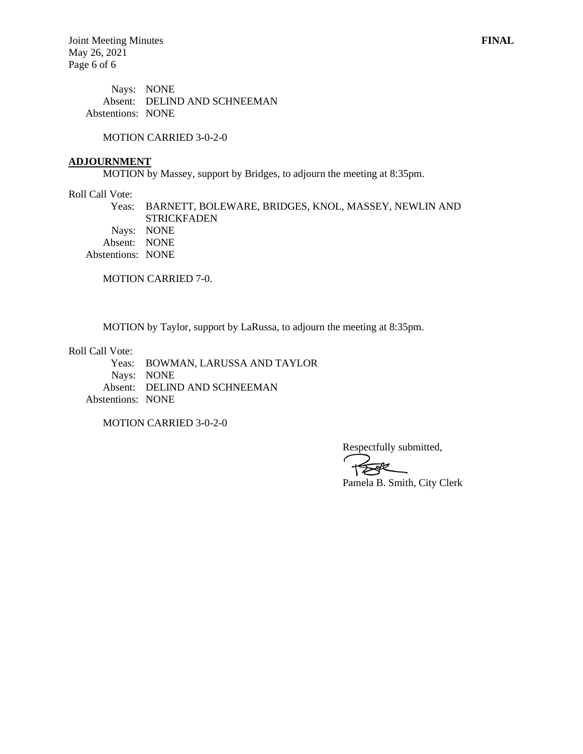Nays: NONE
Absent: DELIND AND SCHNEEMAN
Abstentions: NONE

MOTION CARRIED 3-0-2-0

**ADJOURNMENT**

MOTION by Massey, support by Bridges, to adjourn the meeting at 8:35pm.

Roll Call Vote:

Yeas: BARNETT, BOLEWARE, BRIDGES, KNOL, MASSEY, NEWLIN AND STRICKFADEN
Nays: NONE
Absent: NONE
Abstentions: NONE

MOTION CARRIED 7-0.

MOTION by Taylor, support by LaRussa, to adjourn the meeting at 8:35pm.

Roll Call Vote:

Yeas: BOWMAN, LARUSSA AND TAYLOR
Nays: NONE
Absent: DELIND AND SCHNEEMAN
Abstentions: NONE

MOTION CARRIED 3-0-2-0

Respectfully submitted,

Pamela B. Smith, City Clerk